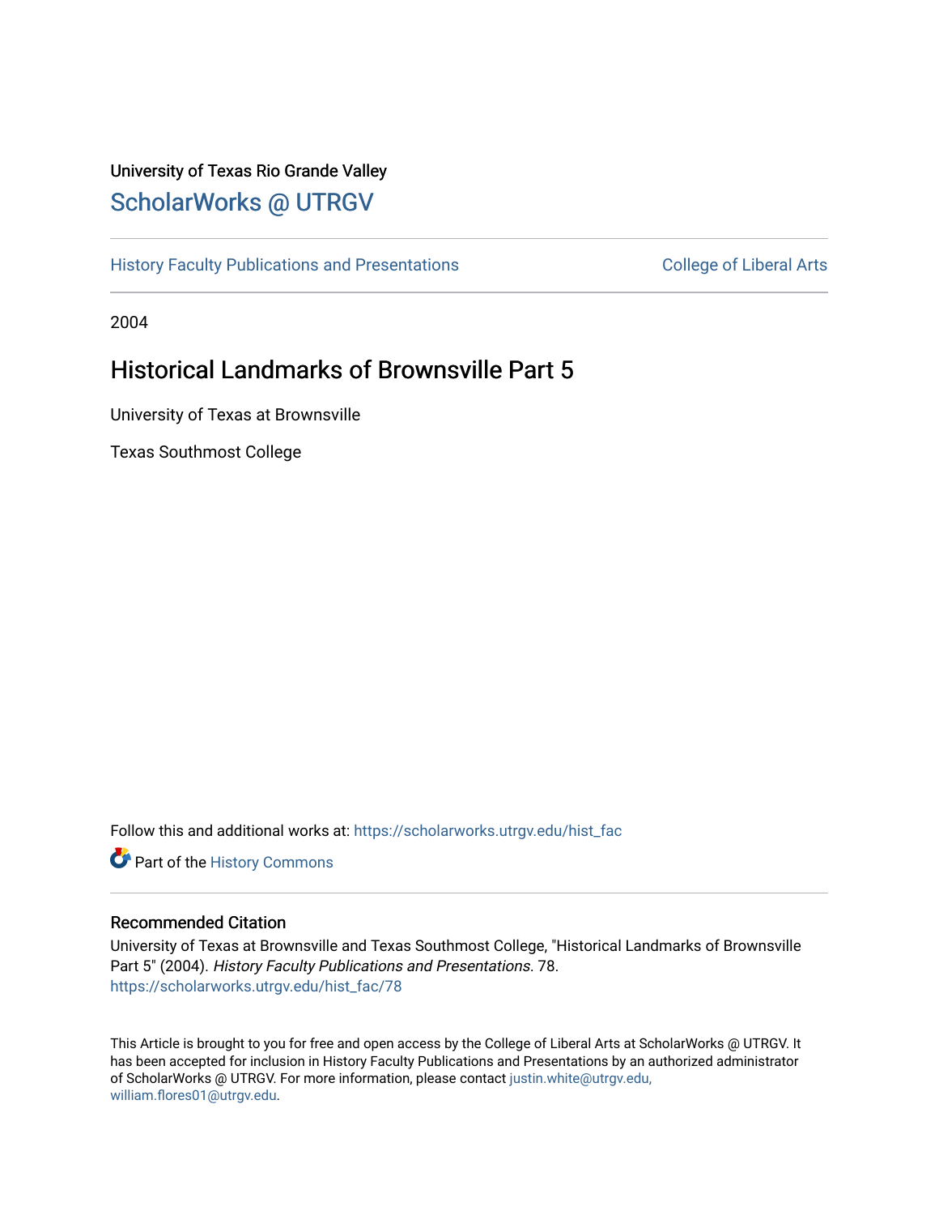University of Texas Rio Grande Valley

# ScholarWorks @ UTRGV

History Faculty Publications and Presentations

College of Liberal Arts

2004

## Historical Landmarks of Brownsville Part 5

University of Texas at Brownsville

Texas Southmost College

Follow this and additional works at: https://scholarworks.utrgv.edu/hist_fac

Part of the History Commons

### Recommended Citation

University of Texas at Brownsville and Texas Southmost College, "Historical Landmarks of Brownsville Part 5" (2004). *History Faculty Publications and Presentations*. 78.
https://scholarworks.utrgv.edu/hist_fac/78

This Article is brought to you for free and open access by the College of Liberal Arts at ScholarWorks @ UTRGV. It has been accepted for inclusion in History Faculty Publications and Presentations by an authorized administrator of ScholarWorks @ UTRGV. For more information, please contact justin.white@utrgv.edu, william.flores01@utrgv.edu.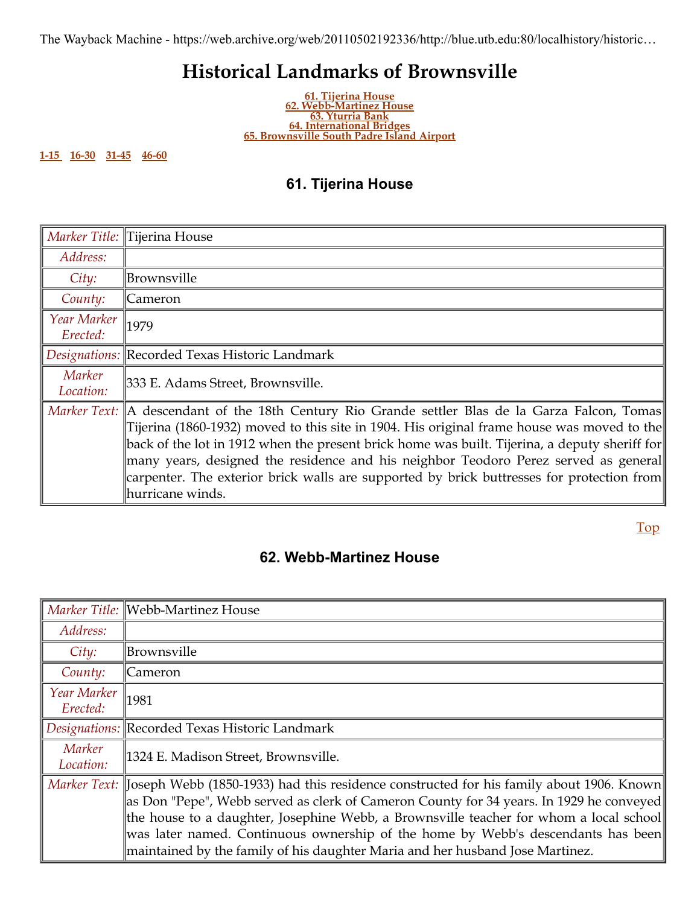The Wayback Machine - https://web.archive.org/web/20110502192336/http://blue.utb.edu:80/localhistory/historic…

# Historical Landmarks of Brownsville

61. Tijerina House
62. Webb-Martinez House
63. Yturria Bank
64. International Bridges
65. Brownsville South Padre Island Airport

1-15 16-30 31-45 46-60

### 61. Tijerina House

| | |
|---|---|
| *Marker Title:* | Tijerina House |
| *Address:* | |
| *City:* | Brownsville |
| *County:* | Cameron |
| *Year Marker Erected:* | 1979 |
| *Designations:* | Recorded Texas Historic Landmark |
| *Marker Location:* | 333 E. Adams Street, Brownsville. |
| *Marker Text:* | A descendant of the 18th Century Rio Grande settler Blas de la Garza Falcon, Tomas Tijerina (1860-1932) moved to this site in 1904. His original frame house was moved to the back of the lot in 1912 when the present brick home was built. Tijerina, a deputy sheriff for many years, designed the residence and his neighbor Teodoro Perez served as general carpenter. The exterior brick walls are supported by brick buttresses for protection from hurricane winds. |

Top

### 62. Webb-Martinez House

| | |
|---|---|
| *Marker Title:* | Webb-Martinez House |
| *Address:* | |
| *City:* | Brownsville |
| *County:* | Cameron |
| *Year Marker Erected:* | 1981 |
| *Designations:* | Recorded Texas Historic Landmark |
| *Marker Location:* | 1324 E. Madison Street, Brownsville. |
| *Marker Text:* | Joseph Webb (1850-1933) had this residence constructed for his family about 1906. Known as Don "Pepe", Webb served as clerk of Cameron County for 34 years. In 1929 he conveyed the house to a daughter, Josephine Webb, a Brownsville teacher for whom a local school was later named. Continuous ownership of the home by Webb's descendants has been maintained by the family of his daughter Maria and her husband Jose Martinez. |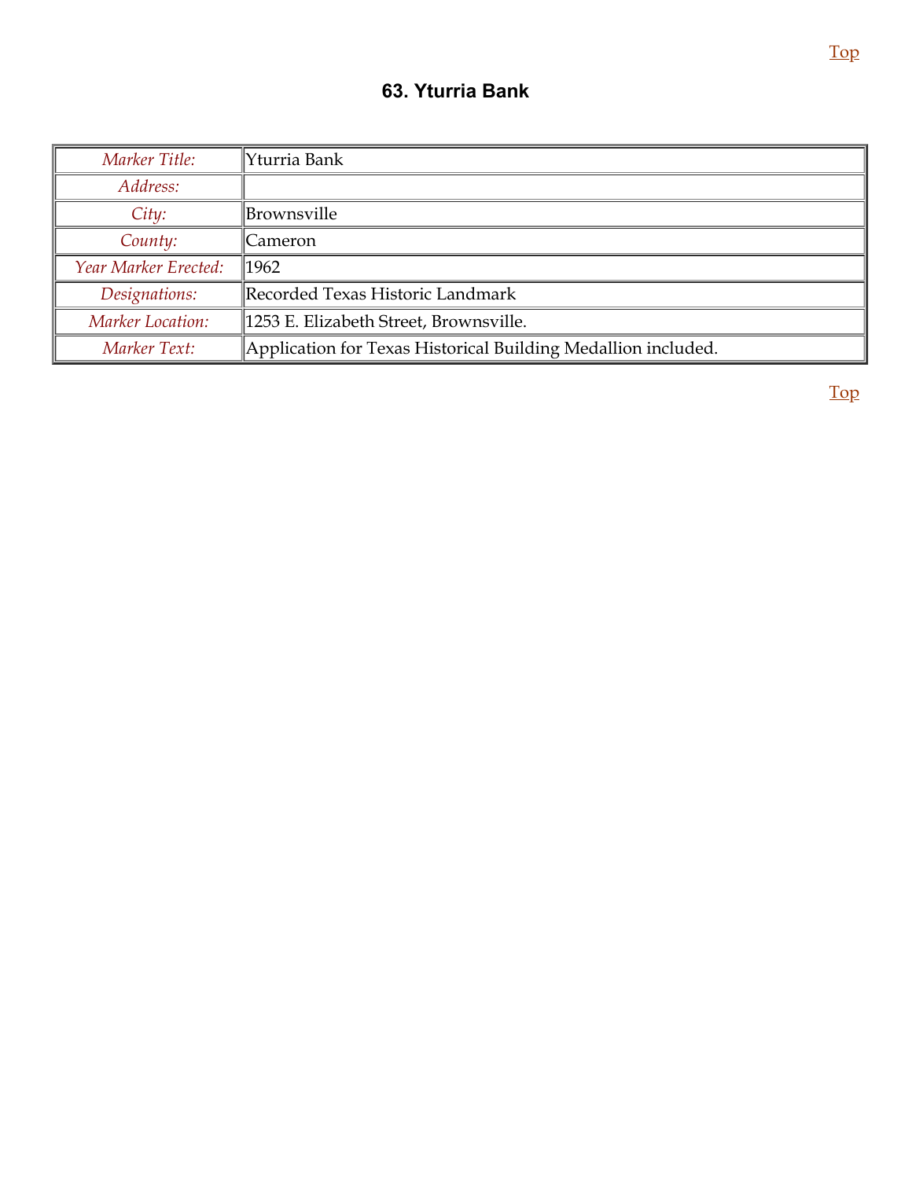Top

### 63. Yturria Bank

| | |
|---|---|
| *Marker Title:* | Yturria Bank |
| *Address:* | |
| *City:* | Brownsville |
| *County:* | Cameron |
| *Year Marker Erected:* | 1962 |
| *Designations:* | Recorded Texas Historic Landmark |
| *Marker Location:* | 1253 E. Elizabeth Street, Brownsville. |
| *Marker Text:* | Application for Texas Historical Building Medallion included. |

Top